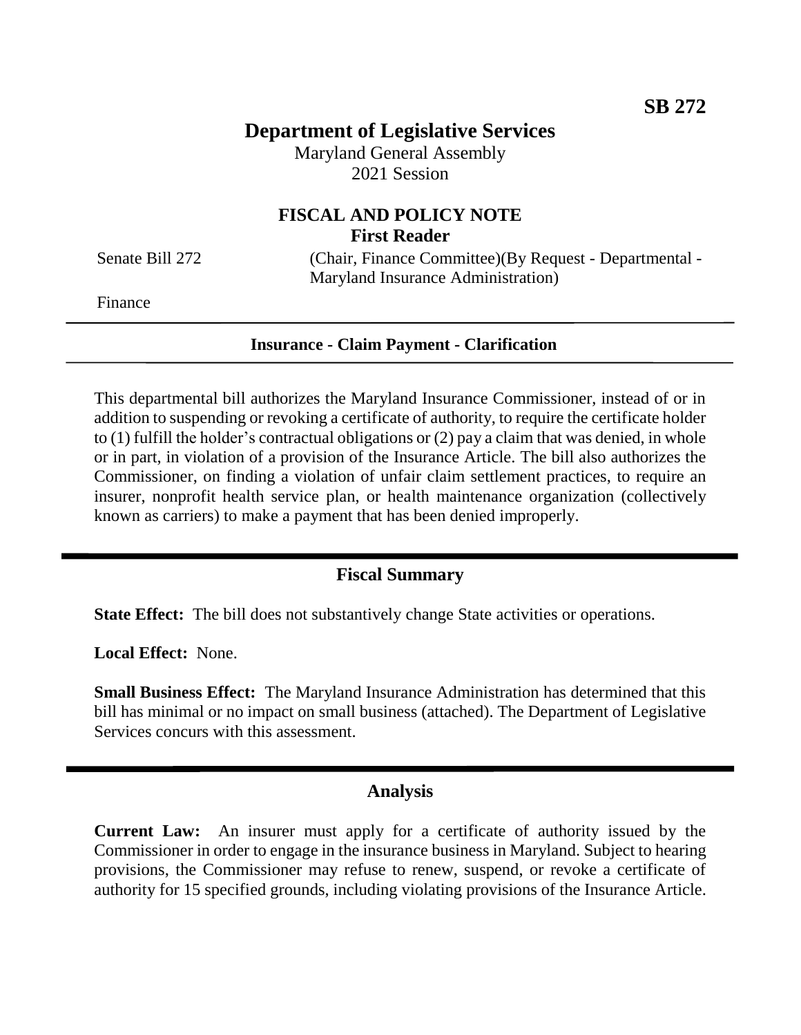SB 272

# Department of Legislative Services

Maryland General Assembly
2021 Session

## FISCAL AND POLICY NOTE
### First Reader

Senate Bill 272 (Chair, Finance Committee)(By Request - Departmental - Maryland Insurance Administration)

Finance

**Insurance - Claim Payment - Clarification**

This departmental bill authorizes the Maryland Insurance Commissioner, instead of or in addition to suspending or revoking a certificate of authority, to require the certificate holder to (1) fulfill the holder's contractual obligations or (2) pay a claim that was denied, in whole or in part, in violation of a provision of the Insurance Article. The bill also authorizes the Commissioner, on finding a violation of unfair claim settlement practices, to require an insurer, nonprofit health service plan, or health maintenance organization (collectively known as carriers) to make a payment that has been denied improperly.

## Fiscal Summary

**State Effect:** The bill does not substantively change State activities or operations.

**Local Effect:** None.

**Small Business Effect:** The Maryland Insurance Administration has determined that this bill has minimal or no impact on small business (attached). The Department of Legislative Services concurs with this assessment.

## Analysis

**Current Law:** An insurer must apply for a certificate of authority issued by the Commissioner in order to engage in the insurance business in Maryland. Subject to hearing provisions, the Commissioner may refuse to renew, suspend, or revoke a certificate of authority for 15 specified grounds, including violating provisions of the Insurance Article.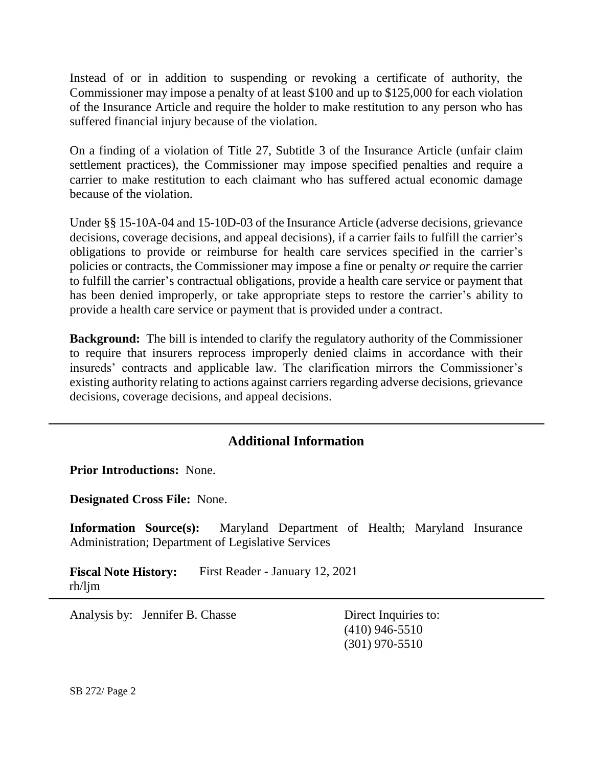Instead of or in addition to suspending or revoking a certificate of authority, the Commissioner may impose a penalty of at least $100 and up to $125,000 for each violation of the Insurance Article and require the holder to make restitution to any person who has suffered financial injury because of the violation.

On a finding of a violation of Title 27, Subtitle 3 of the Insurance Article (unfair claim settlement practices), the Commissioner may impose specified penalties and require a carrier to make restitution to each claimant who has suffered actual economic damage because of the violation.

Under §§ 15-10A-04 and 15-10D-03 of the Insurance Article (adverse decisions, grievance decisions, coverage decisions, and appeal decisions), if a carrier fails to fulfill the carrier's obligations to provide or reimburse for health care services specified in the carrier's policies or contracts, the Commissioner may impose a fine or penalty *or* require the carrier to fulfill the carrier's contractual obligations, provide a health care service or payment that has been denied improperly, or take appropriate steps to restore the carrier's ability to provide a health care service or payment that is provided under a contract.

**Background:** The bill is intended to clarify the regulatory authority of the Commissioner to require that insurers reprocess improperly denied claims in accordance with their insureds' contracts and applicable law. The clarification mirrors the Commissioner's existing authority relating to actions against carriers regarding adverse decisions, grievance decisions, coverage decisions, and appeal decisions.

## Additional Information

**Prior Introductions:** None.

**Designated Cross File:** None.

**Information Source(s):** Maryland Department of Health; Maryland Insurance Administration; Department of Legislative Services

**Fiscal Note History:** First Reader - January 12, 2021
rh/ljm

Analysis by: Jennifer B. Chasse

Direct Inquiries to:
(410) 946-5510
(301) 970-5510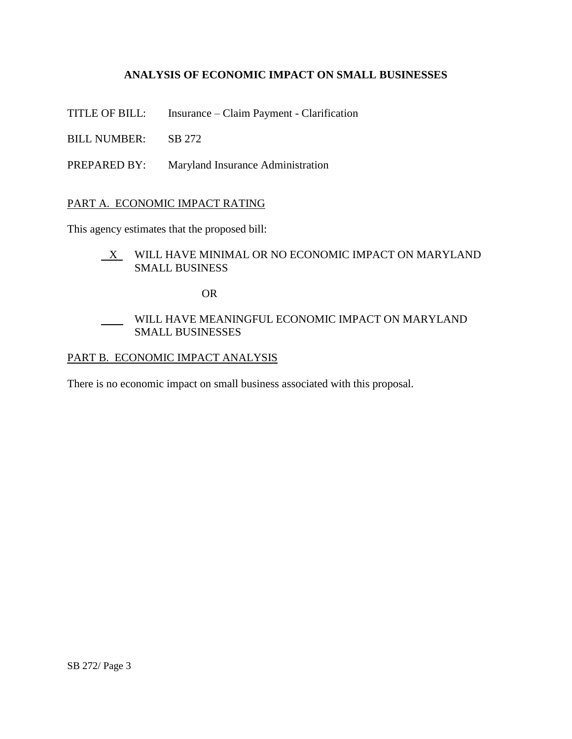## ANALYSIS OF ECONOMIC IMPACT ON SMALL BUSINESSES

TITLE OF BILL: Insurance – Claim Payment - Clarification

BILL NUMBER: SB 272

PREPARED BY: Maryland Insurance Administration

PART A. ECONOMIC IMPACT RATING

This agency estimates that the proposed bill:

X WILL HAVE MINIMAL OR NO ECONOMIC IMPACT ON MARYLAND SMALL BUSINESS

OR

____ WILL HAVE MEANINGFUL ECONOMIC IMPACT ON MARYLAND SMALL BUSINESSES

PART B. ECONOMIC IMPACT ANALYSIS

There is no economic impact on small business associated with this proposal.